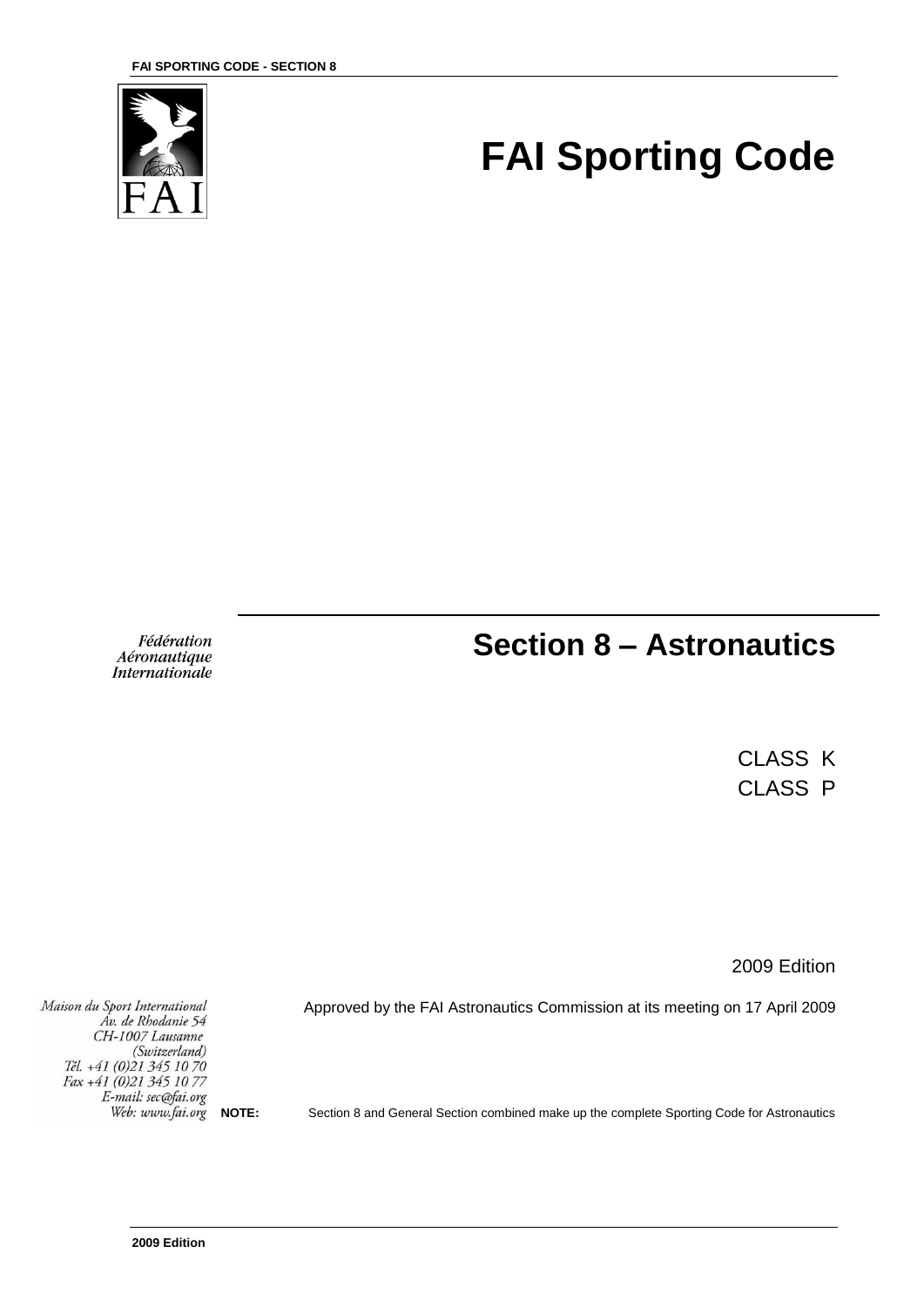# FAI Sporting Code

Fédération
Aéronautique
Internationale

## Section 8 – Astronautics

CLASS K
CLASS P

2009 Edition

Approved by the FAI Astronautics Commission at its meeting on 17 April 2009

Maison du Sport International
Av. de Rhodanie 54
CH-1007 Lausanne
(Switzerland)
Tél. +41 (0)21 345 10 70
Fax +41 (0)21 345 10 77
E-mail: sec@fai.org
Web: www.fai.org

**NOTE:** Section 8 and General Section combined make up the complete Sporting Code for Astronautics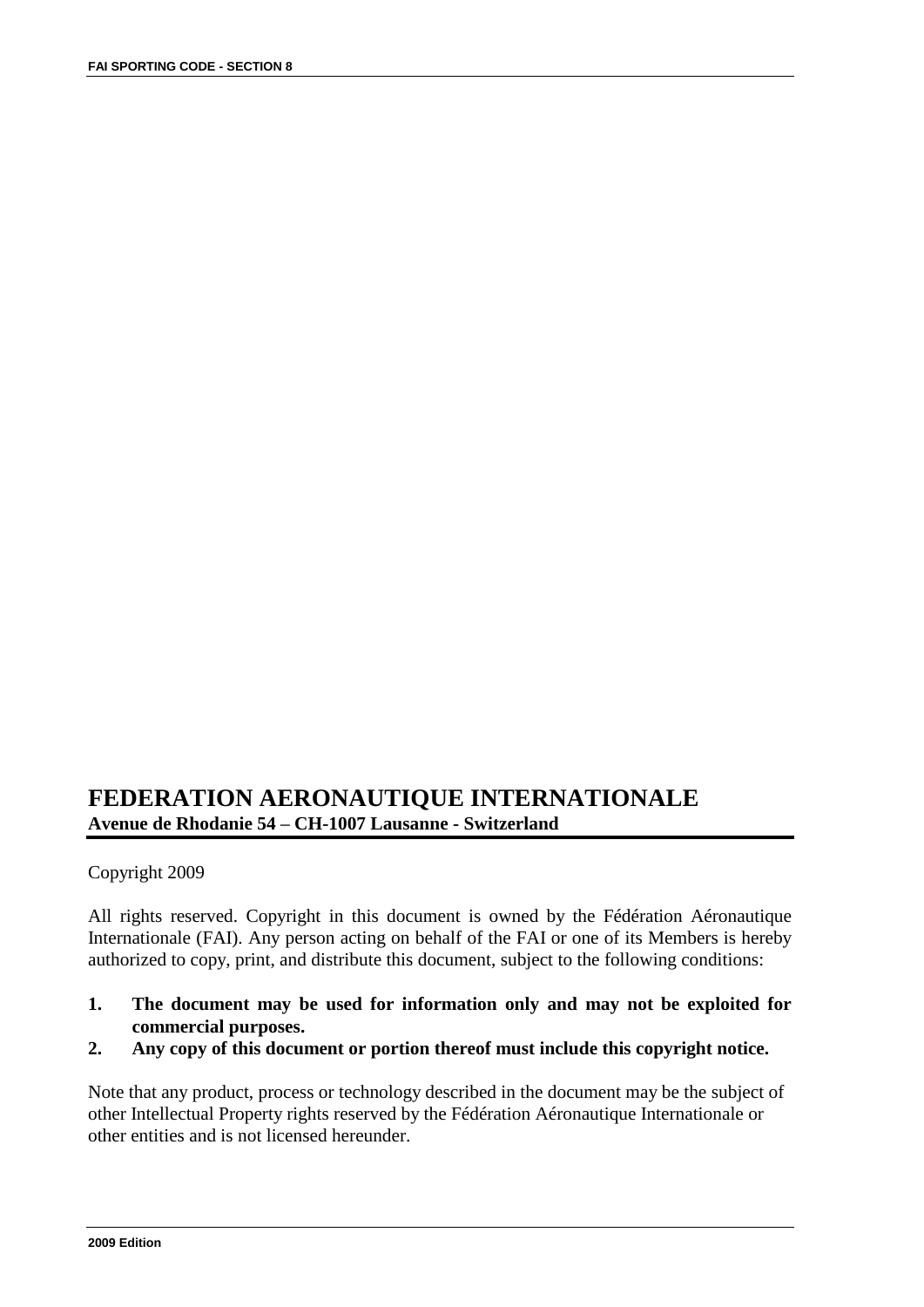# FEDERATION AERONAUTIQUE INTERNATIONALE

**Avenue de Rhodanie 54 – CH-1007 Lausanne - Switzerland**

Copyright 2009

All rights reserved. Copyright in this document is owned by the Fédération Aéronautique Internationale (FAI). Any person acting on behalf of the FAI or one of its Members is hereby authorized to copy, print, and distribute this document, subject to the following conditions:

1. **The document may be used for information only and may not be exploited for commercial purposes.**
2. **Any copy of this document or portion thereof must include this copyright notice.**

Note that any product, process or technology described in the document may be the subject of other Intellectual Property rights reserved by the Fédération Aéronautique Internationale or other entities and is not licensed hereunder.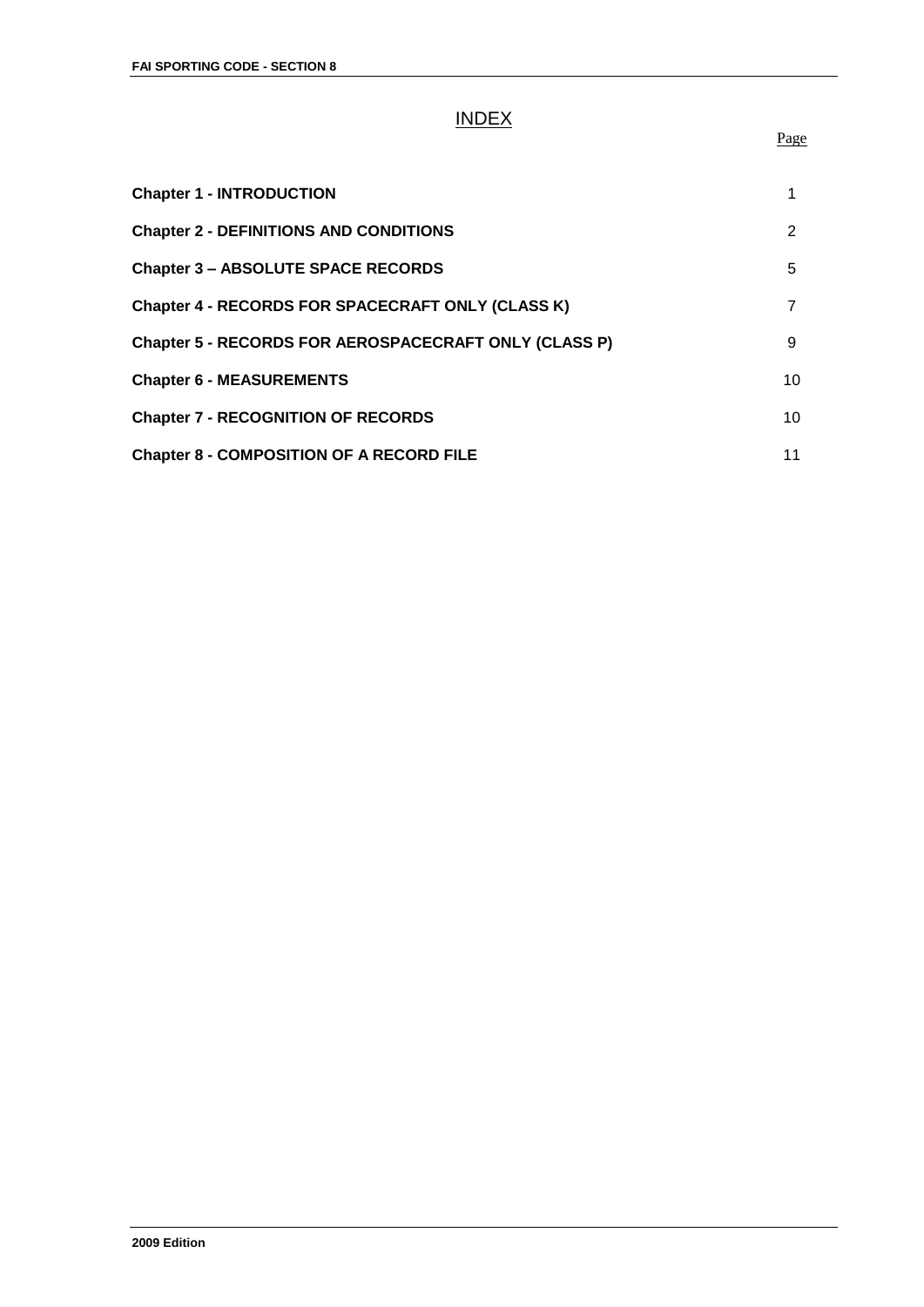# INDEX

| | Page |
|---|---|
| **Chapter 1 - INTRODUCTION** | 1 |
| **Chapter 2 - DEFINITIONS AND CONDITIONS** | 2 |
| **Chapter 3 – ABSOLUTE SPACE RECORDS** | 5 |
| **Chapter 4 - RECORDS FOR SPACECRAFT ONLY (CLASS K)** | 7 |
| **Chapter 5 - RECORDS FOR AEROSPACECRAFT ONLY (CLASS P)** | 9 |
| **Chapter 6 - MEASUREMENTS** | 10 |
| **Chapter 7 - RECOGNITION OF RECORDS** | 10 |
| **Chapter 8 - COMPOSITION OF A RECORD FILE** | 11 |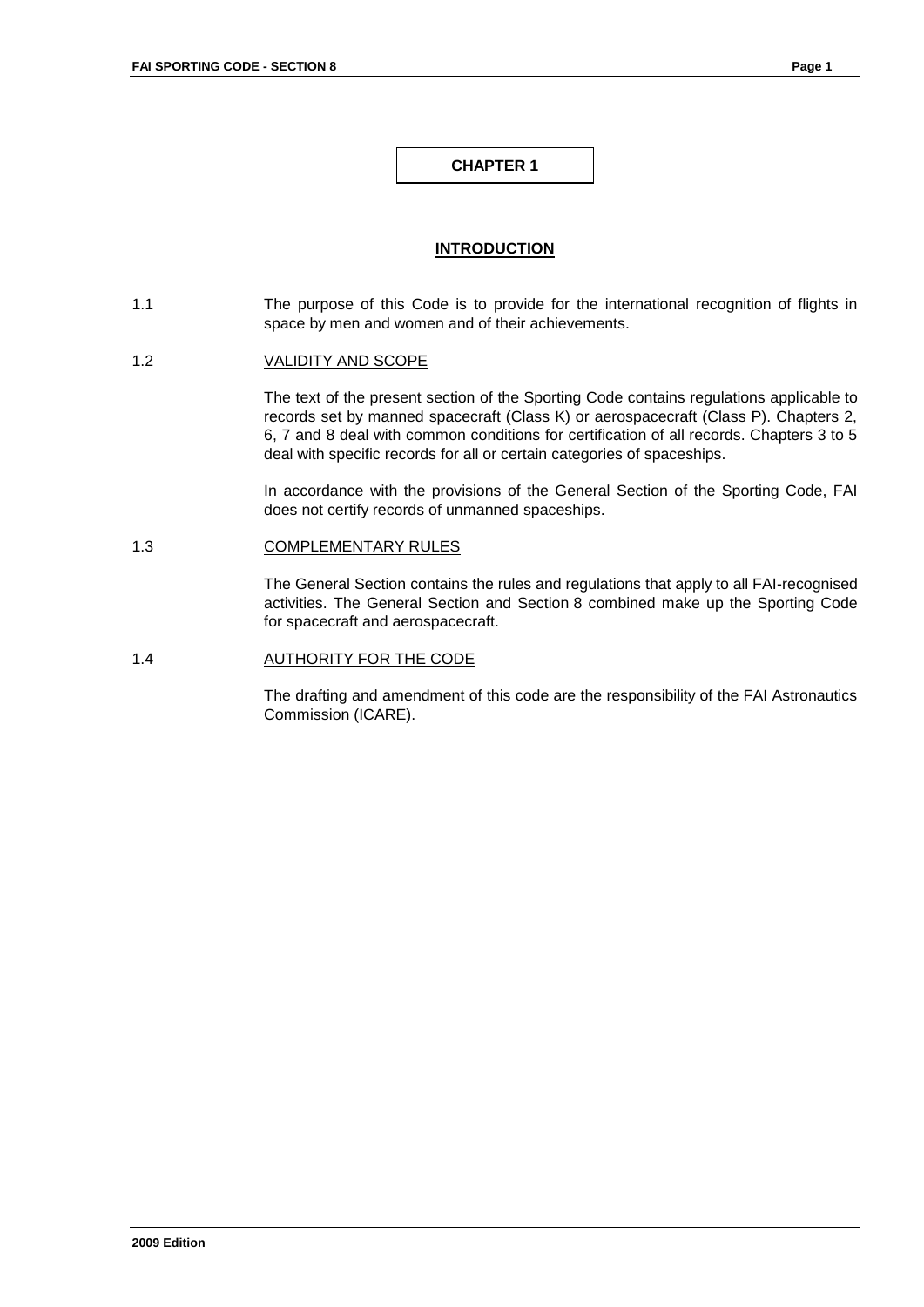# CHAPTER 1

## INTRODUCTION

1.1 The purpose of this Code is to provide for the international recognition of flights in space by men and women and of their achievements.

### 1.2 VALIDITY AND SCOPE

The text of the present section of the Sporting Code contains regulations applicable to records set by manned spacecraft (Class K) or aerospacecraft (Class P). Chapters 2, 6, 7 and 8 deal with common conditions for certification of all records. Chapters 3 to 5 deal with specific records for all or certain categories of spaceships.

In accordance with the provisions of the General Section of the Sporting Code, FAI does not certify records of unmanned spaceships.

### 1.3 COMPLEMENTARY RULES

The General Section contains the rules and regulations that apply to all FAI-recognised activities. The General Section and Section 8 combined make up the Sporting Code for spacecraft and aerospacecraft.

### 1.4 AUTHORITY FOR THE CODE

The drafting and amendment of this code are the responsibility of the FAI Astronautics Commission (ICARE).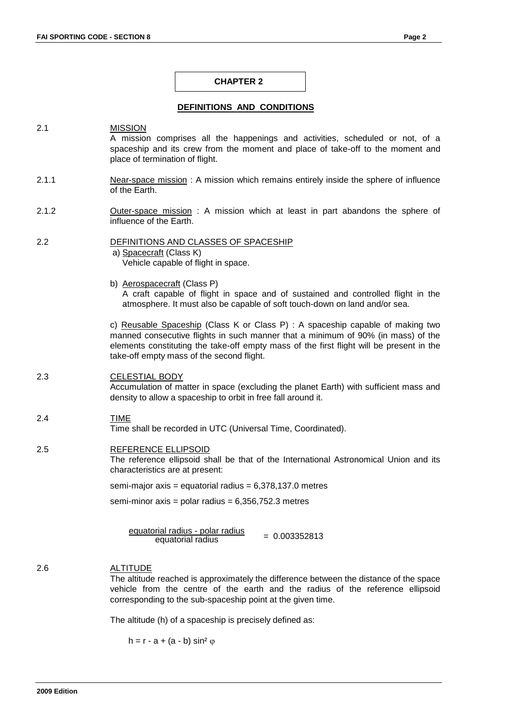# CHAPTER 2

## DEFINITIONS AND CONDITIONS

2.1 MISSION

A mission comprises all the happenings and activities, scheduled or not, of a spaceship and its crew from the moment and place of take-off to the moment and place of termination of flight.

2.1.1 Near-space mission : A mission which remains entirely inside the sphere of influence of the Earth.

2.1.2 Outer-space mission : A mission which at least in part abandons the sphere of influence of the Earth.

2.2 DEFINITIONS AND CLASSES OF SPACESHIP

a) Spacecraft (Class K)
Vehicle capable of flight in space.

b) Aerospacecraft (Class P)
A craft capable of flight in space and of sustained and controlled flight in the atmosphere. It must also be capable of soft touch-down on land and/or sea.

c) Reusable Spaceship (Class K or Class P) : A spaceship capable of making two manned consecutive flights in such manner that a minimum of 90% (in mass) of the elements constituting the take-off empty mass of the first flight will be present in the take-off empty mass of the second flight.

2.3 CELESTIAL BODY

Accumulation of matter in space (excluding the planet Earth) with sufficient mass and density to allow a spaceship to orbit in free fall around it.

2.4 TIME

Time shall be recorded in UTC (Universal Time, Coordinated).

2.5 REFERENCE ELLIPSOID

The reference ellipsoid shall be that of the International Astronomical Union and its characteristics are at present:

semi-major axis = equatorial radius = 6,378,137.0 metres

semi-minor axis = polar radius = 6,356,752.3 metres

$$\frac{\text{equatorial radius - polar radius}}{\text{equatorial radius}} = 0.003352813$$

2.6 ALTITUDE

The altitude reached is approximately the difference between the distance of the space vehicle from the centre of the earth and the radius of the reference ellipsoid corresponding to the sub-spaceship point at the given time.

The altitude (h) of a spaceship is precisely defined as:

$$h = r - a + (a - b) \sin^2 \varphi$$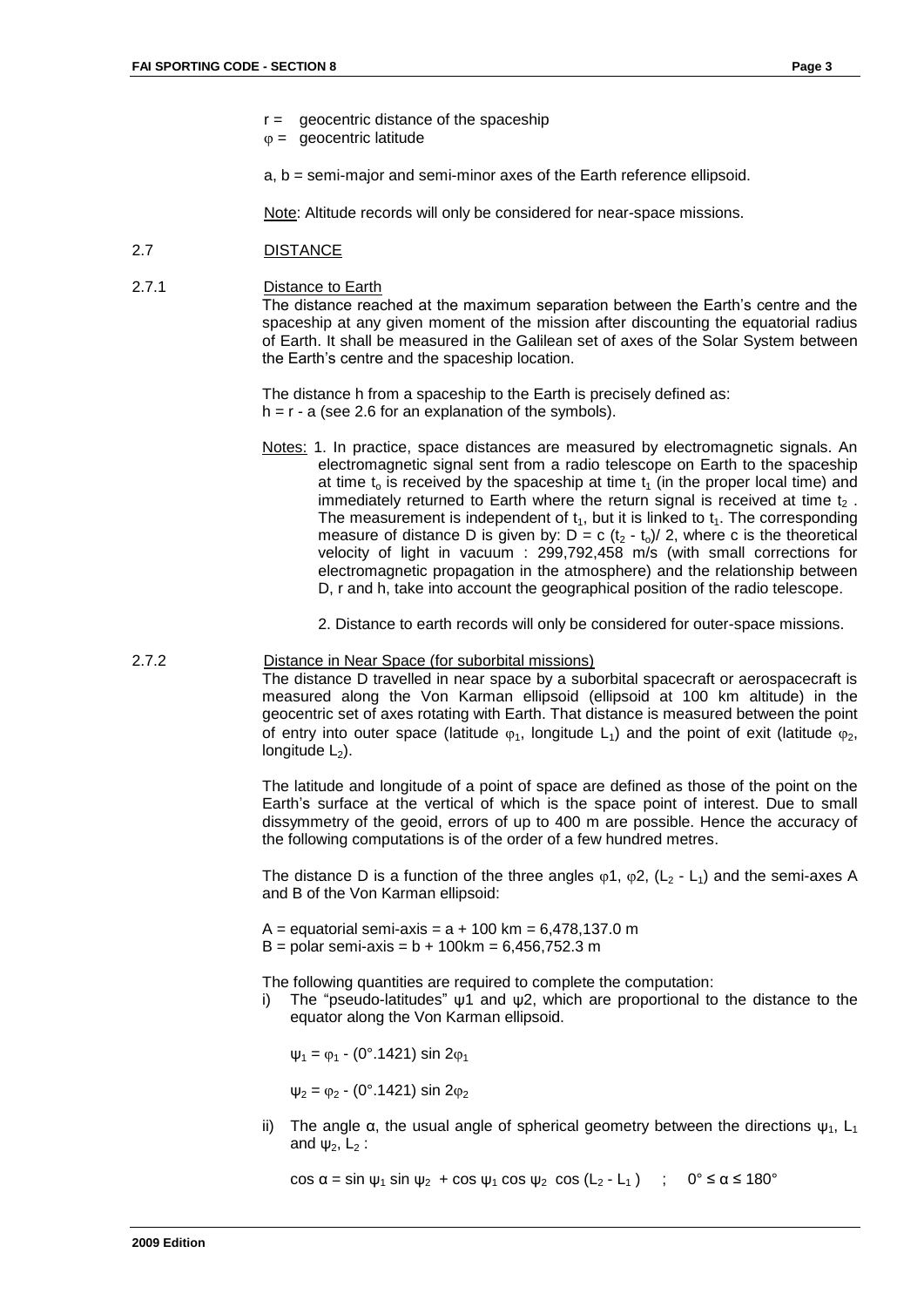r = geocentric distance of the spaceship
φ = geocentric latitude

a, b = semi-major and semi-minor axes of the Earth reference ellipsoid.

Note: Altitude records will only be considered for near-space missions.

## 2.7 DISTANCE

### 2.7.1 Distance to Earth

The distance reached at the maximum separation between the Earth's centre and the spaceship at any given moment of the mission after discounting the equatorial radius of Earth. It shall be measured in the Galilean set of axes of the Solar System between the Earth's centre and the spaceship location.

The distance h from a spaceship to the Earth is precisely defined as:
$h = r - a$ (see 2.6 for an explanation of the symbols).

Notes: 1. In practice, space distances are measured by electromagnetic signals. An electromagnetic signal sent from a radio telescope on Earth to the spaceship at time $t_o$ is received by the spaceship at time $t_1$ (in the proper local time) and immediately returned to Earth where the return signal is received at time $t_2$. The measurement is independent of $t_1$, but it is linked to $t_1$. The corresponding measure of distance D is given by: $D = c\,(t_2 - t_o)/\,2$, where c is the theoretical velocity of light in vacuum : 299,792,458 m/s (with small corrections for electromagnetic propagation in the atmosphere) and the relationship between D, r and h, take into account the geographical position of the radio telescope.

2. Distance to earth records will only be considered for outer-space missions.

### 2.7.2 Distance in Near Space (for suborbital missions)

The distance D travelled in near space by a suborbital spacecraft or aerospacecraft is measured along the Von Karman ellipsoid (ellipsoid at 100 km altitude) in the geocentric set of axes rotating with Earth. That distance is measured between the point of entry into outer space (latitude $\varphi_1$, longitude $L_1$) and the point of exit (latitude $\varphi_2$, longitude $L_2$).

The latitude and longitude of a point of space are defined as those of the point on the Earth's surface at the vertical of which is the space point of interest. Due to small dissymmetry of the geoid, errors of up to 400 m are possible. Hence the accuracy of the following computations is of the order of a few hundred metres.

The distance D is a function of the three angles φ1, φ2, $(L_2 - L_1)$ and the semi-axes A and B of the Von Karman ellipsoid:

A = equatorial semi-axis = a + 100 km = 6,478,137.0 m
B = polar semi-axis = b + 100km = 6,456,752.3 m

The following quantities are required to complete the computation:

i) The "pseudo-latitudes" ψ1 and ψ2, which are proportional to the distance to the equator along the Von Karman ellipsoid.

$$\psi_1 = \varphi_1 - (0°.1421) \sin 2\varphi_1$$

$$\psi_2 = \varphi_2 - (0°.1421) \sin 2\varphi_2$$

ii) The angle α, the usual angle of spherical geometry between the directions $\psi_1$, $L_1$ and $\psi_2$, $L_2$ :

$$\cos \alpha = \sin \psi_1 \sin \psi_2 + \cos \psi_1 \cos \psi_2 \cos (L_2 - L_1) \quad ; \quad 0° \le \alpha \le 180°$$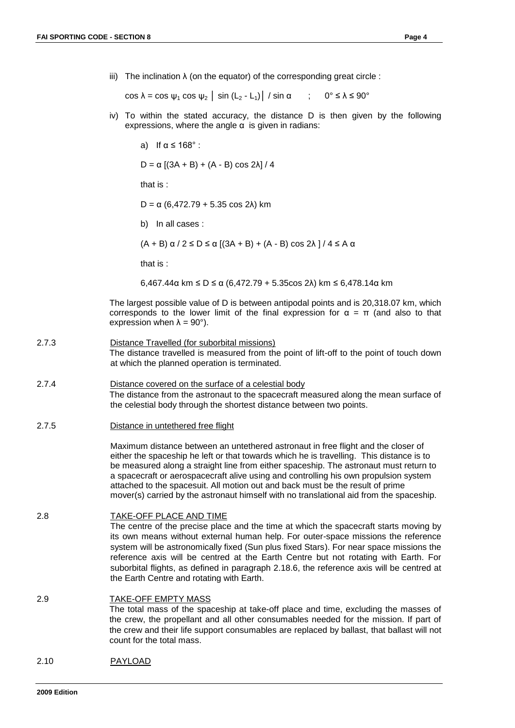iii) The inclination $\lambda$ (on the equator) of the corresponding great circle :

$$\cos \lambda = \cos \psi_1 \cos \psi_2 \left| \sin (L_2 - L_1) \right| / \sin \alpha \quad ; \quad 0° \leq \lambda \leq 90°$$

iv) To within the stated accuracy, the distance D is then given by the following expressions, where the angle $\alpha$ is given in radians:

a) If $\alpha \leq 168°$ :

$$D = \alpha \, [(3A + B) + (A - B) \cos 2\lambda] / 4$$

that is :

$$D = \alpha \, (6{,}472.79 + 5.35 \cos 2\lambda) \text{ km}$$

b) In all cases :

$$(A + B) \, \alpha / 2 \leq D \leq \alpha \, [(3A + B) + (A - B) \cos 2\lambda \,] / 4 \leq A \, \alpha$$

that is :

$$6{,}467.44\alpha \text{ km} \leq D \leq \alpha \, (6{,}472.79 + 5.35\cos 2\lambda) \text{ km} \leq 6{,}478.14\alpha \text{ km}$$

The largest possible value of D is between antipodal points and is 20,318.07 km, which corresponds to the lower limit of the final expression for $\alpha = \pi$ (and also to that expression when $\lambda = 90°$).

2.7.3 Distance Travelled (for suborbital missions)

The distance travelled is measured from the point of lift-off to the point of touch down at which the planned operation is terminated.

2.7.4 Distance covered on the surface of a celestial body

The distance from the astronaut to the spacecraft measured along the mean surface of the celestial body through the shortest distance between two points.

2.7.5 Distance in untethered free flight

Maximum distance between an untethered astronaut in free flight and the closer of either the spaceship he left or that towards which he is travelling. This distance is to be measured along a straight line from either spaceship. The astronaut must return to a spacecraft or aerospacecraft alive using and controlling his own propulsion system attached to the spacesuit. All motion out and back must be the result of prime mover(s) carried by the astronaut himself with no translational aid from the spaceship.

## 2.8 TAKE-OFF PLACE AND TIME

The centre of the precise place and the time at which the spacecraft starts moving by its own means without external human help. For outer-space missions the reference system will be astronomically fixed (Sun plus fixed Stars). For near space missions the reference axis will be centred at the Earth Centre but not rotating with Earth. For suborbital flights, as defined in paragraph 2.18.6, the reference axis will be centred at the Earth Centre and rotating with Earth.

## 2.9 TAKE-OFF EMPTY MASS

The total mass of the spaceship at take-off place and time, excluding the masses of the crew, the propellant and all other consumables needed for the mission. If part of the crew and their life support consumables are replaced by ballast, that ballast will not count for the total mass.

## 2.10 PAYLOAD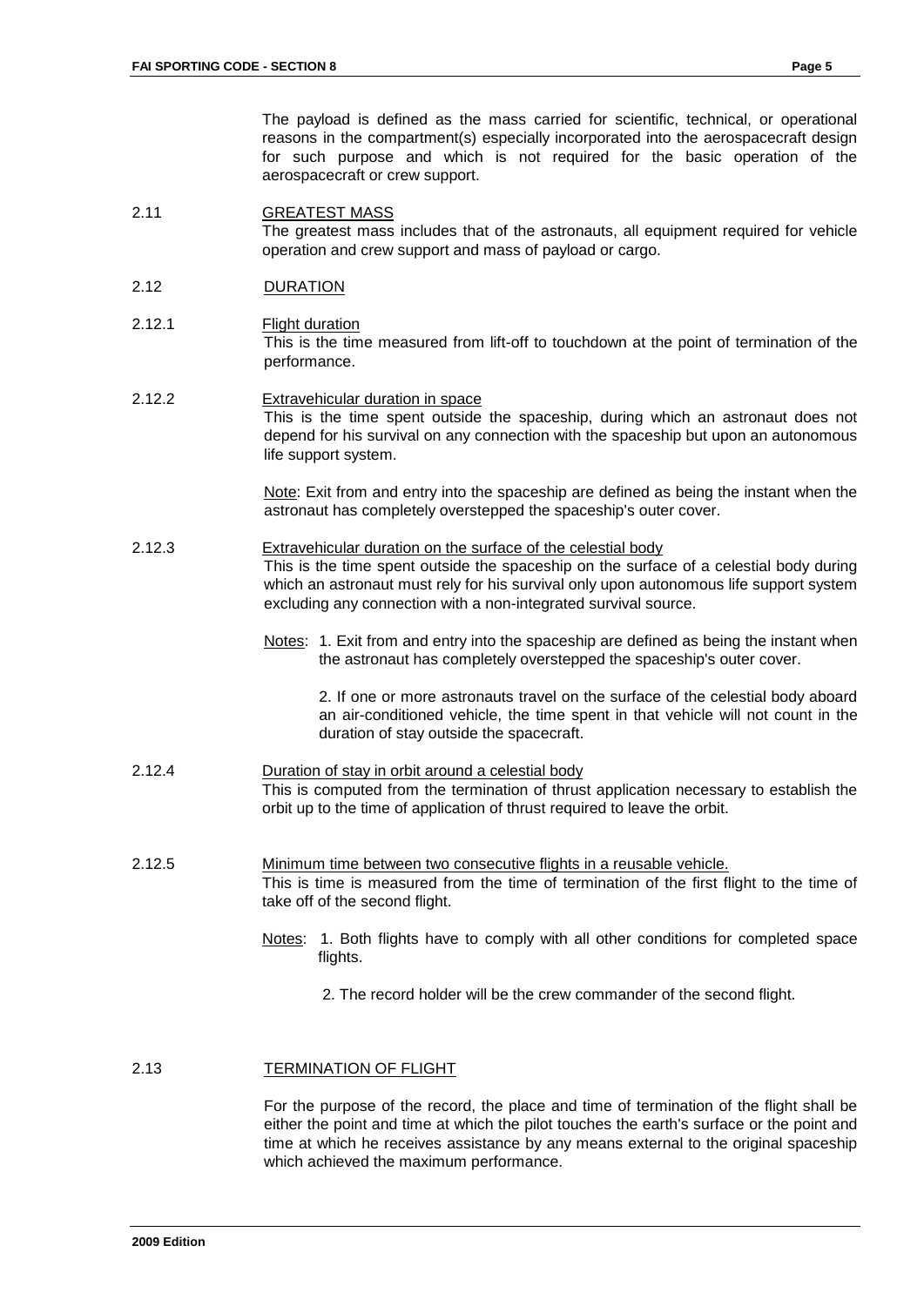The payload is defined as the mass carried for scientific, technical, or operational reasons in the compartment(s) especially incorporated into the aerospacecraft design for such purpose and which is not required for the basic operation of the aerospacecraft or crew support.

2.11 GREATEST MASS

The greatest mass includes that of the astronauts, all equipment required for vehicle operation and crew support and mass of payload or cargo.

2.12 DURATION

2.12.1 Flight duration

This is the time measured from lift-off to touchdown at the point of termination of the performance.

2.12.2 Extravehicular duration in space

This is the time spent outside the spaceship, during which an astronaut does not depend for his survival on any connection with the spaceship but upon an autonomous life support system.

Note: Exit from and entry into the spaceship are defined as being the instant when the astronaut has completely overstepped the spaceship's outer cover.

2.12.3 Extravehicular duration on the surface of the celestial body

This is the time spent outside the spaceship on the surface of a celestial body during which an astronaut must rely for his survival only upon autonomous life support system excluding any connection with a non-integrated survival source.

Notes: 1. Exit from and entry into the spaceship are defined as being the instant when the astronaut has completely overstepped the spaceship's outer cover.

2. If one or more astronauts travel on the surface of the celestial body aboard an air-conditioned vehicle, the time spent in that vehicle will not count in the duration of stay outside the spacecraft.

2.12.4 Duration of stay in orbit around a celestial body

This is computed from the termination of thrust application necessary to establish the orbit up to the time of application of thrust required to leave the orbit.

2.12.5 Minimum time between two consecutive flights in a reusable vehicle.

This is time is measured from the time of termination of the first flight to the time of take off of the second flight.

Notes: 1. Both flights have to comply with all other conditions for completed space flights.

2. The record holder will be the crew commander of the second flight.

2.13 TERMINATION OF FLIGHT

For the purpose of the record, the place and time of termination of the flight shall be either the point and time at which the pilot touches the earth's surface or the point and time at which he receives assistance by any means external to the original spaceship which achieved the maximum performance.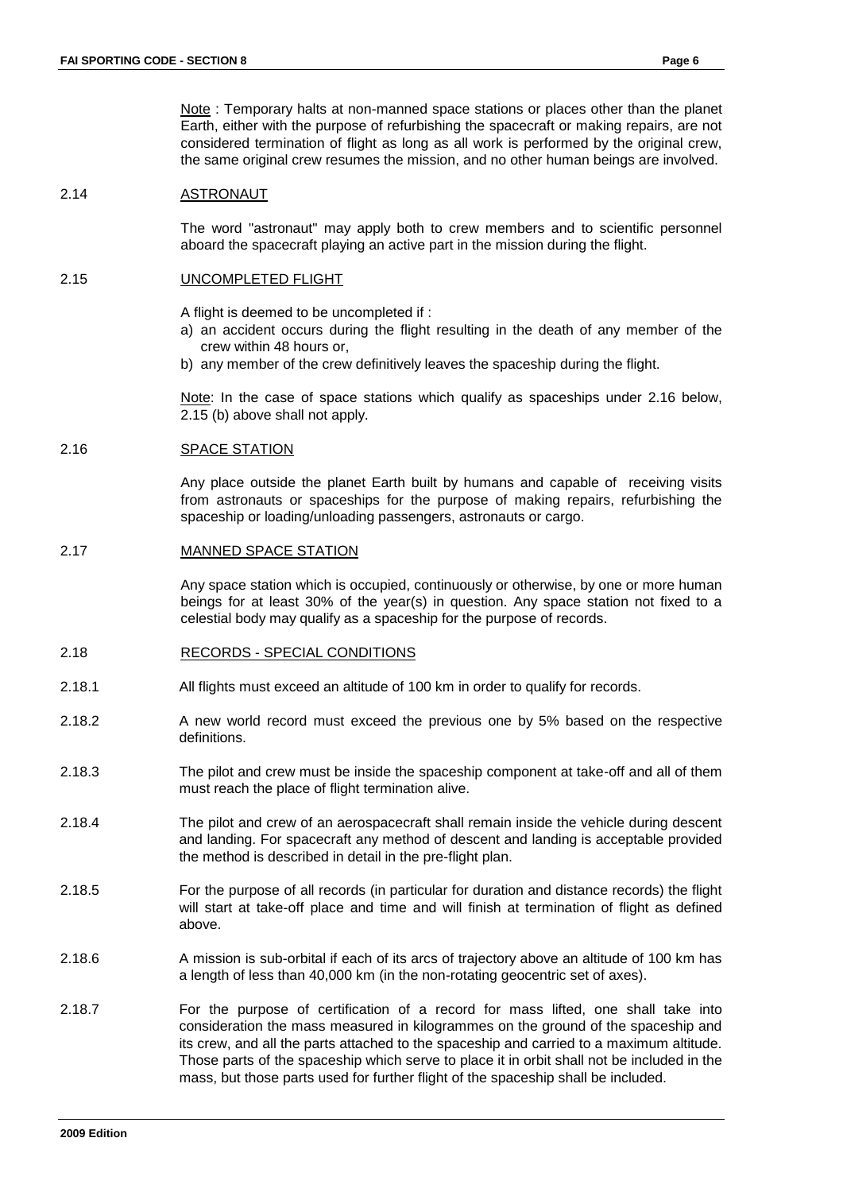Note : Temporary halts at non-manned space stations or places other than the planet Earth, either with the purpose of refurbishing the spacecraft or making repairs, are not considered termination of flight as long as all work is performed by the original crew, the same original crew resumes the mission, and no other human beings are involved.

## 2.14 ASTRONAUT

The word "astronaut" may apply both to crew members and to scientific personnel aboard the spacecraft playing an active part in the mission during the flight.

## 2.15 UNCOMPLETED FLIGHT

A flight is deemed to be uncompleted if :

a) an accident occurs during the flight resulting in the death of any member of the crew within 48 hours or,
b) any member of the crew definitively leaves the spaceship during the flight.

Note: In the case of space stations which qualify as spaceships under 2.16 below, 2.15 (b) above shall not apply.

## 2.16 SPACE STATION

Any place outside the planet Earth built by humans and capable of receiving visits from astronauts or spaceships for the purpose of making repairs, refurbishing the spaceship or loading/unloading passengers, astronauts or cargo.

## 2.17 MANNED SPACE STATION

Any space station which is occupied, continuously or otherwise, by one or more human beings for at least 30% of the year(s) in question. Any space station not fixed to a celestial body may qualify as a spaceship for the purpose of records.

## 2.18 RECORDS - SPECIAL CONDITIONS

2.18.1 All flights must exceed an altitude of 100 km in order to qualify for records.

2.18.2 A new world record must exceed the previous one by 5% based on the respective definitions.

2.18.3 The pilot and crew must be inside the spaceship component at take-off and all of them must reach the place of flight termination alive.

2.18.4 The pilot and crew of an aerospacecraft shall remain inside the vehicle during descent and landing. For spacecraft any method of descent and landing is acceptable provided the method is described in detail in the pre-flight plan.

2.18.5 For the purpose of all records (in particular for duration and distance records) the flight will start at take-off place and time and will finish at termination of flight as defined above.

2.18.6 A mission is sub-orbital if each of its arcs of trajectory above an altitude of 100 km has a length of less than 40,000 km (in the non-rotating geocentric set of axes).

2.18.7 For the purpose of certification of a record for mass lifted, one shall take into consideration the mass measured in kilogrammes on the ground of the spaceship and its crew, and all the parts attached to the spaceship and carried to a maximum altitude. Those parts of the spaceship which serve to place it in orbit shall not be included in the mass, but those parts used for further flight of the spaceship shall be included.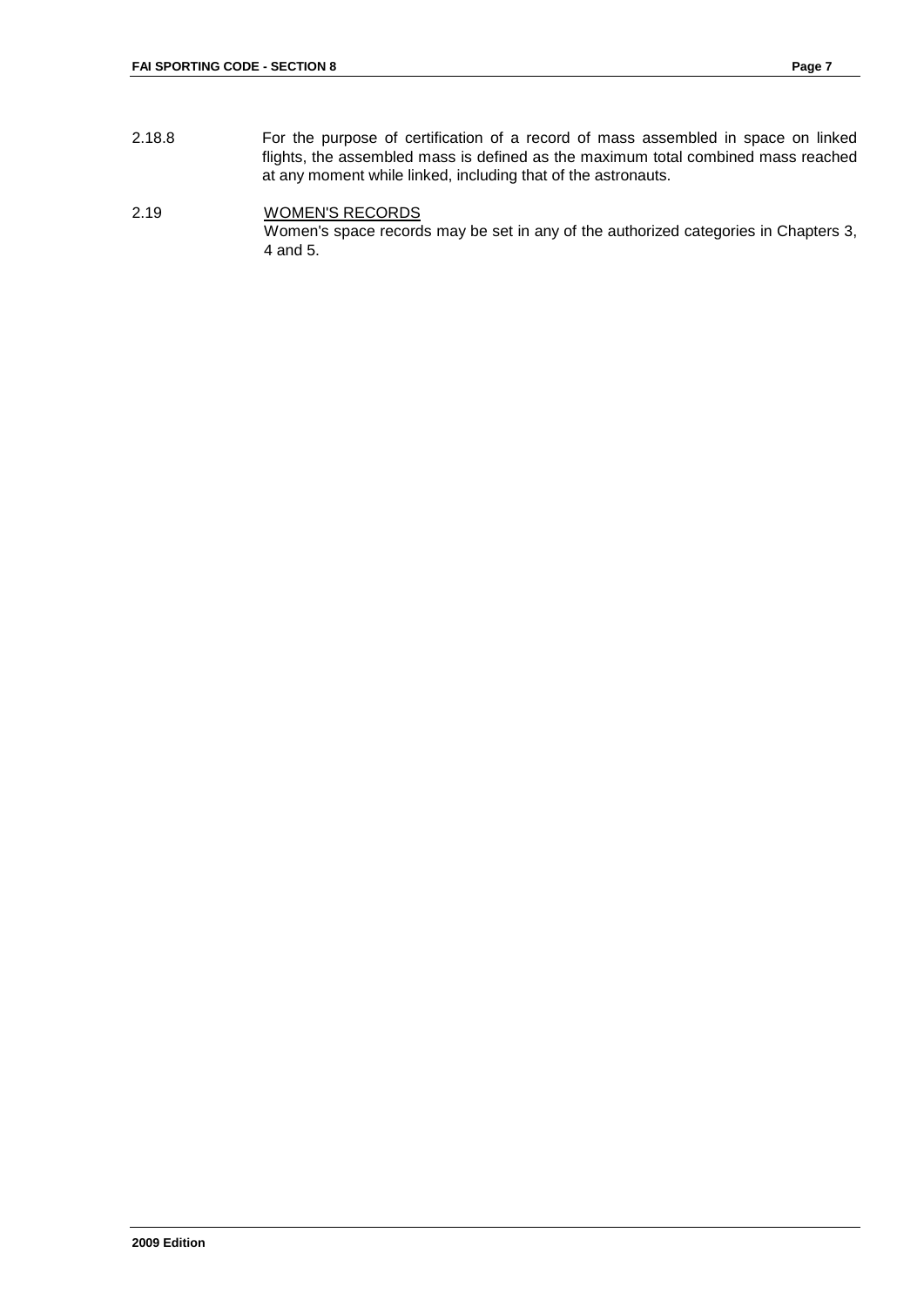2.18.8 For the purpose of certification of a record of mass assembled in space on linked flights, the assembled mass is defined as the maximum total combined mass reached at any moment while linked, including that of the astronauts.

2.19 WOMEN'S RECORDS

Women's space records may be set in any of the authorized categories in Chapters 3, 4 and 5.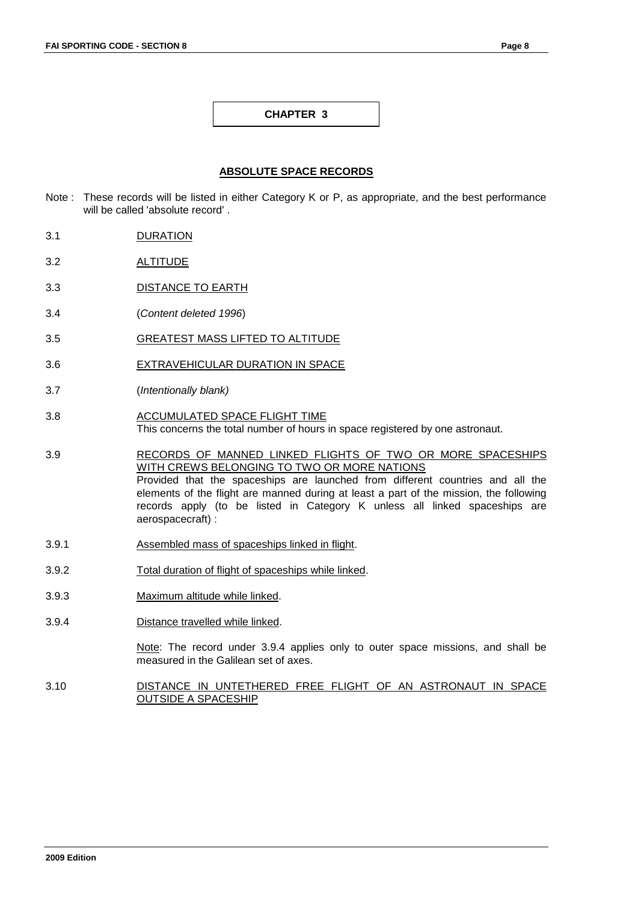# CHAPTER 3

## ABSOLUTE SPACE RECORDS

Note : These records will be listed in either Category K or P, as appropriate, and the best performance will be called 'absolute record' .

3.1 DURATION

3.2 ALTITUDE

3.3 DISTANCE TO EARTH

3.4 (*Content deleted 1996*)

3.5 GREATEST MASS LIFTED TO ALTITUDE

3.6 EXTRAVEHICULAR DURATION IN SPACE

3.7 (*Intentionally blank)*

3.8 ACCUMULATED SPACE FLIGHT TIME
This concerns the total number of hours in space registered by one astronaut.

3.9 RECORDS OF MANNED LINKED FLIGHTS OF TWO OR MORE SPACESHIPS WITH CREWS BELONGING TO TWO OR MORE NATIONS
Provided that the spaceships are launched from different countries and all the elements of the flight are manned during at least a part of the mission, the following records apply (to be listed in Category K unless all linked spaceships are aerospacecraft) :

3.9.1 Assembled mass of spaceships linked in flight.

3.9.2 Total duration of flight of spaceships while linked.

3.9.3 Maximum altitude while linked.

3.9.4 Distance travelled while linked.

Note: The record under 3.9.4 applies only to outer space missions, and shall be measured in the Galilean set of axes.

3.10 DISTANCE IN UNTETHERED FREE FLIGHT OF AN ASTRONAUT IN SPACE OUTSIDE A SPACESHIP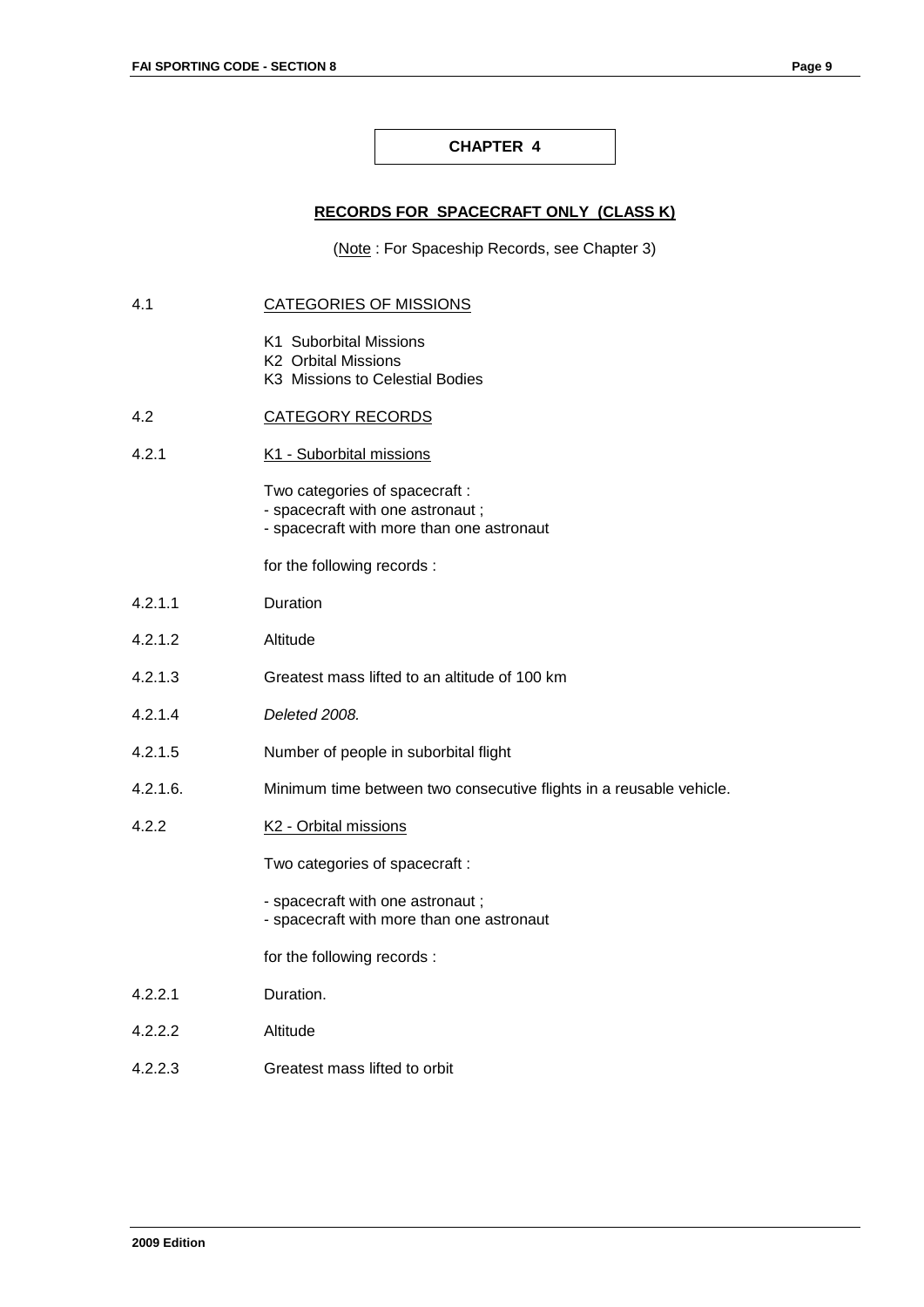# CHAPTER 4

## RECORDS FOR SPACECRAFT ONLY (CLASS K)

(Note : For Spaceship Records, see Chapter 3)

4.1 CATEGORIES OF MISSIONS

K1 Suborbital Missions
K2 Orbital Missions
K3 Missions to Celestial Bodies

4.2 CATEGORY RECORDS

4.2.1 K1 - Suborbital missions

Two categories of spacecraft :
- spacecraft with one astronaut ;
- spacecraft with more than one astronaut

for the following records :

4.2.1.1 Duration

4.2.1.2 Altitude

4.2.1.3 Greatest mass lifted to an altitude of 100 km

4.2.1.4 *Deleted 2008.*

4.2.1.5 Number of people in suborbital flight

4.2.1.6. Minimum time between two consecutive flights in a reusable vehicle.

4.2.2 K2 - Orbital missions

Two categories of spacecraft :

- spacecraft with one astronaut ;
- spacecraft with more than one astronaut

for the following records :

4.2.2.1 Duration.

4.2.2.2 Altitude

4.2.2.3 Greatest mass lifted to orbit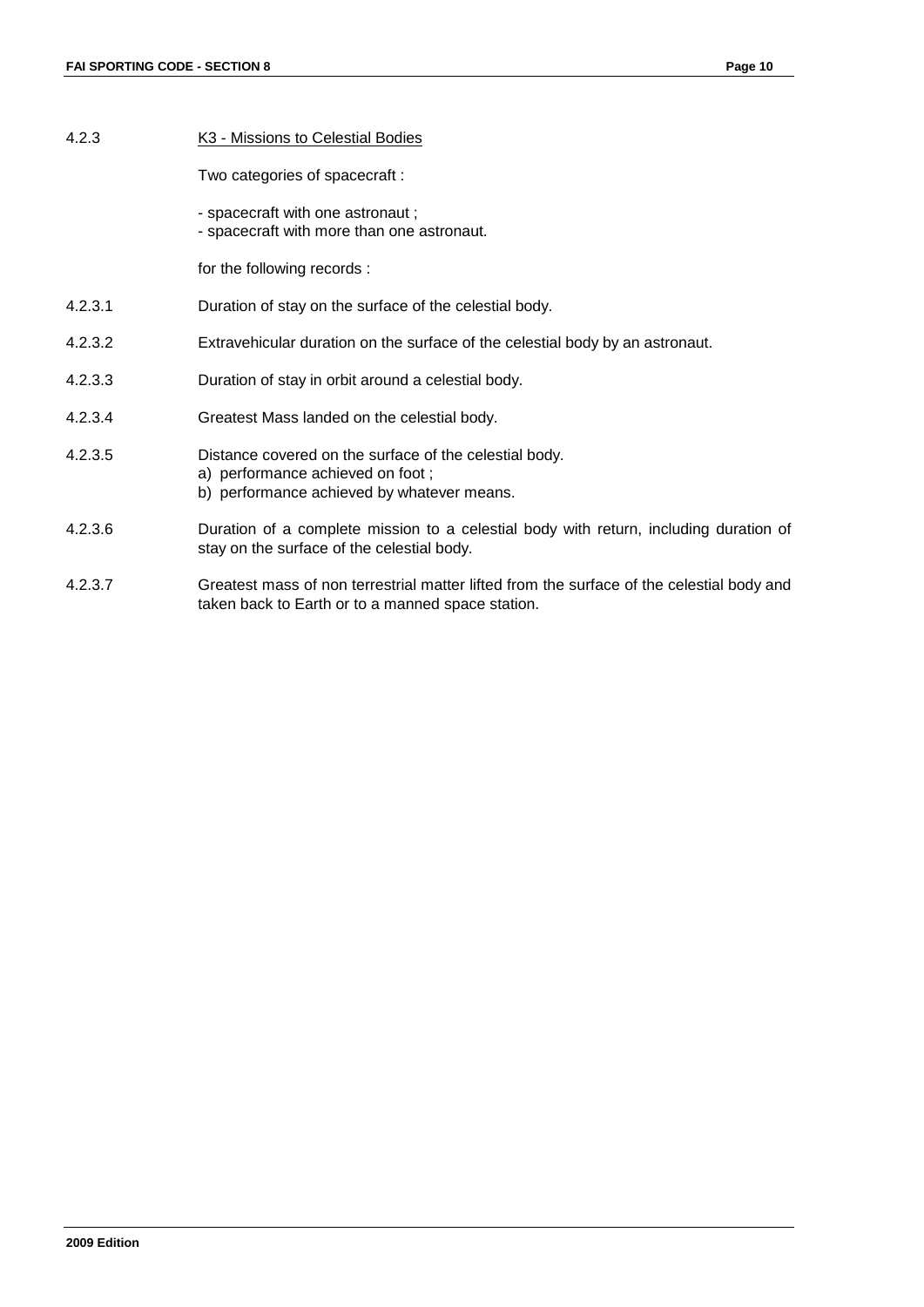4.2.3 <u>K3 - Missions to Celestial Bodies</u>

Two categories of spacecraft :

- spacecraft with one astronaut ;
- spacecraft with more than one astronaut.

for the following records :

4.2.3.1 Duration of stay on the surface of the celestial body.

4.2.3.2 Extravehicular duration on the surface of the celestial body by an astronaut.

4.2.3.3 Duration of stay in orbit around a celestial body.

4.2.3.4 Greatest Mass landed on the celestial body.

4.2.3.5 Distance covered on the surface of the celestial body.
a) performance achieved on foot ;
b) performance achieved by whatever means.

4.2.3.6 Duration of a complete mission to a celestial body with return, including duration of stay on the surface of the celestial body.

4.2.3.7 Greatest mass of non terrestrial matter lifted from the surface of the celestial body and taken back to Earth or to a manned space station.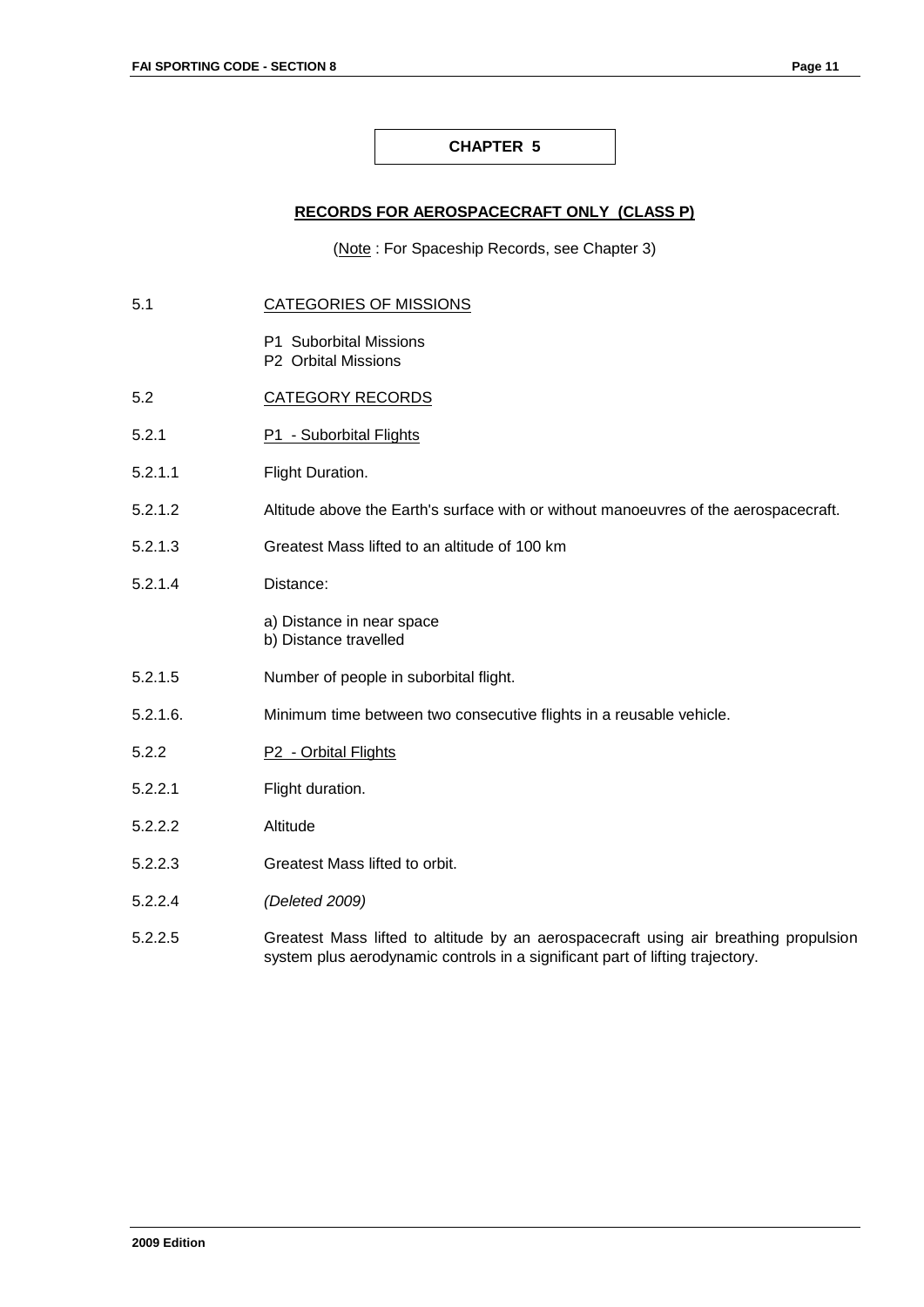# CHAPTER 5

## RECORDS FOR AEROSPACECRAFT ONLY (CLASS P)

(Note : For Spaceship Records, see Chapter 3)

5.1 CATEGORIES OF MISSIONS

P1 Suborbital Missions
P2 Orbital Missions

5.2 CATEGORY RECORDS

5.2.1 P1 - Suborbital Flights

5.2.1.1 Flight Duration.

5.2.1.2 Altitude above the Earth's surface with or without manoeuvres of the aerospacecraft.

5.2.1.3 Greatest Mass lifted to an altitude of 100 km

5.2.1.4 Distance:

a) Distance in near space
b) Distance travelled

5.2.1.5 Number of people in suborbital flight.

5.2.1.6. Minimum time between two consecutive flights in a reusable vehicle.

5.2.2 P2 - Orbital Flights

5.2.2.1 Flight duration.

5.2.2.2 Altitude

5.2.2.3 Greatest Mass lifted to orbit.

5.2.2.4 *(Deleted 2009)*

5.2.2.5 Greatest Mass lifted to altitude by an aerospacecraft using air breathing propulsion system plus aerodynamic controls in a significant part of lifting trajectory.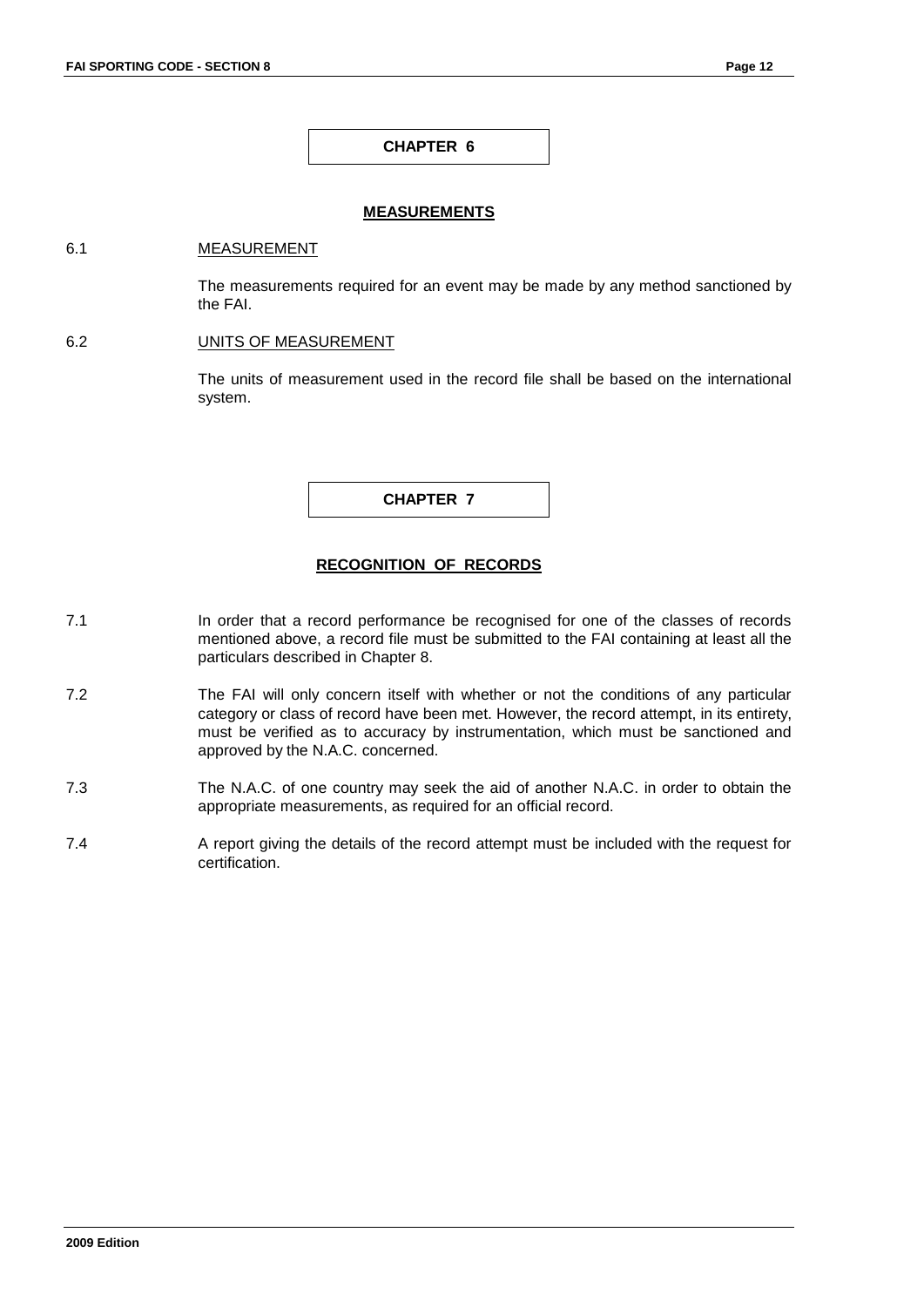## CHAPTER 6

### MEASUREMENTS

6.1 MEASUREMENT

The measurements required for an event may be made by any method sanctioned by the FAI.

6.2 UNITS OF MEASUREMENT

The units of measurement used in the record file shall be based on the international system.

## CHAPTER 7

### RECOGNITION OF RECORDS

7.1 In order that a record performance be recognised for one of the classes of records mentioned above, a record file must be submitted to the FAI containing at least all the particulars described in Chapter 8.

7.2 The FAI will only concern itself with whether or not the conditions of any particular category or class of record have been met. However, the record attempt, in its entirety, must be verified as to accuracy by instrumentation, which must be sanctioned and approved by the N.A.C. concerned.

7.3 The N.A.C. of one country may seek the aid of another N.A.C. in order to obtain the appropriate measurements, as required for an official record.

7.4 A report giving the details of the record attempt must be included with the request for certification.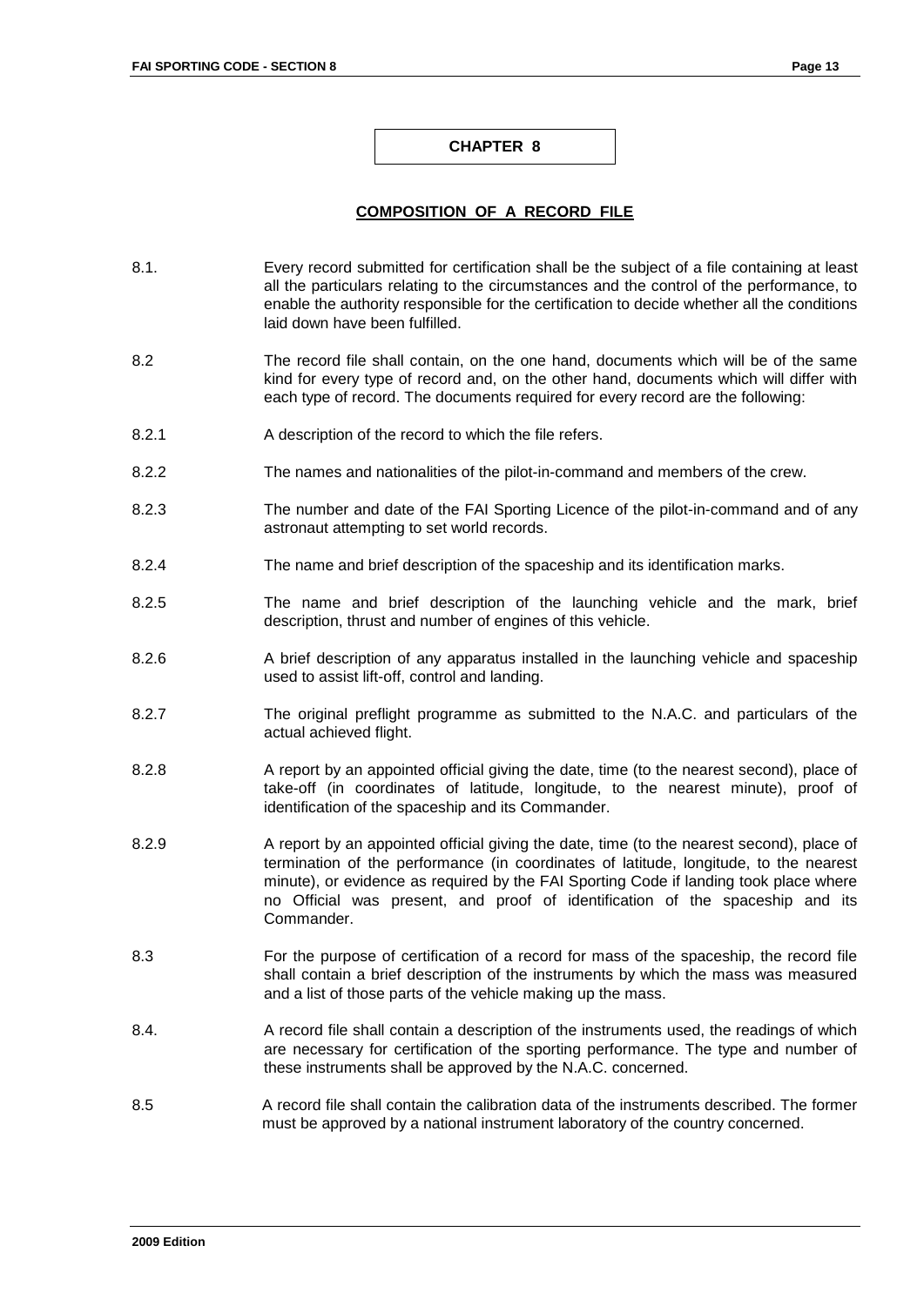## CHAPTER 8

### COMPOSITION OF A RECORD FILE

8.1. Every record submitted for certification shall be the subject of a file containing at least all the particulars relating to the circumstances and the control of the performance, to enable the authority responsible for the certification to decide whether all the conditions laid down have been fulfilled.

8.2 The record file shall contain, on the one hand, documents which will be of the same kind for every type of record and, on the other hand, documents which will differ with each type of record. The documents required for every record are the following:

8.2.1 A description of the record to which the file refers.

8.2.2 The names and nationalities of the pilot-in-command and members of the crew.

8.2.3 The number and date of the FAI Sporting Licence of the pilot-in-command and of any astronaut attempting to set world records.

8.2.4 The name and brief description of the spaceship and its identification marks.

8.2.5 The name and brief description of the launching vehicle and the mark, brief description, thrust and number of engines of this vehicle.

8.2.6 A brief description of any apparatus installed in the launching vehicle and spaceship used to assist lift-off, control and landing.

8.2.7 The original preflight programme as submitted to the N.A.C. and particulars of the actual achieved flight.

8.2.8 A report by an appointed official giving the date, time (to the nearest second), place of take-off (in coordinates of latitude, longitude, to the nearest minute), proof of identification of the spaceship and its Commander.

8.2.9 A report by an appointed official giving the date, time (to the nearest second), place of termination of the performance (in coordinates of latitude, longitude, to the nearest minute), or evidence as required by the FAI Sporting Code if landing took place where no Official was present, and proof of identification of the spaceship and its Commander.

8.3 For the purpose of certification of a record for mass of the spaceship, the record file shall contain a brief description of the instruments by which the mass was measured and a list of those parts of the vehicle making up the mass.

8.4. A record file shall contain a description of the instruments used, the readings of which are necessary for certification of the sporting performance. The type and number of these instruments shall be approved by the N.A.C. concerned.

8.5 A record file shall contain the calibration data of the instruments described. The former must be approved by a national instrument laboratory of the country concerned.